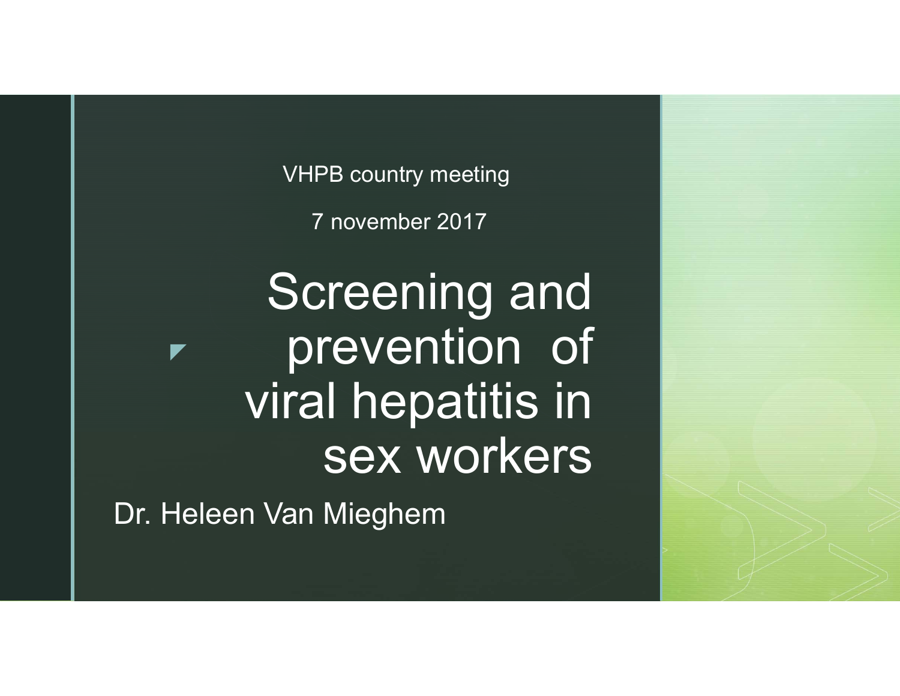VHPB country meeting

7 november 2017

# Screening and prevention of viral hepatitis in sex workers

Dr. Heleen Van Mieghem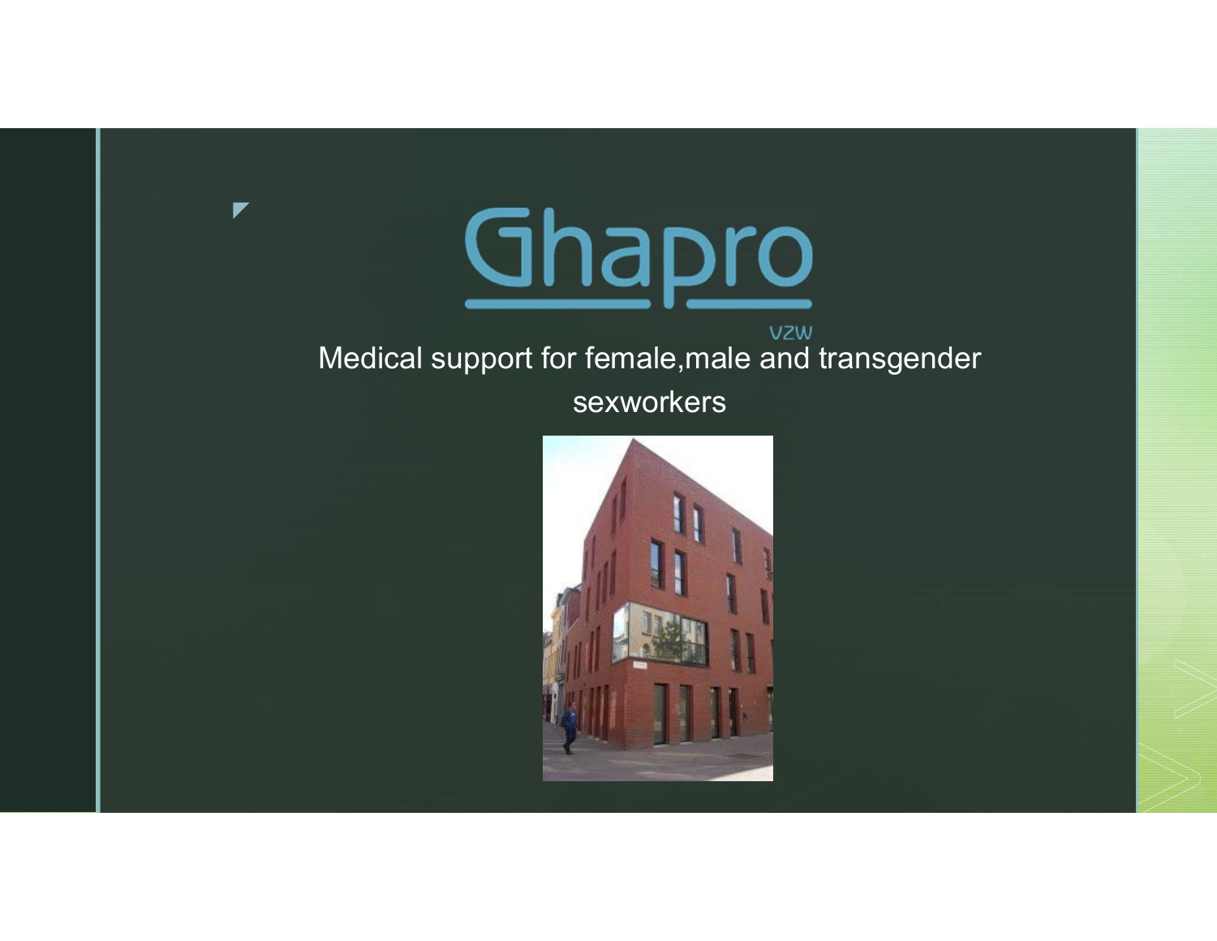# Ghapro

vzw

Medical support for female,male and transgender sexworkers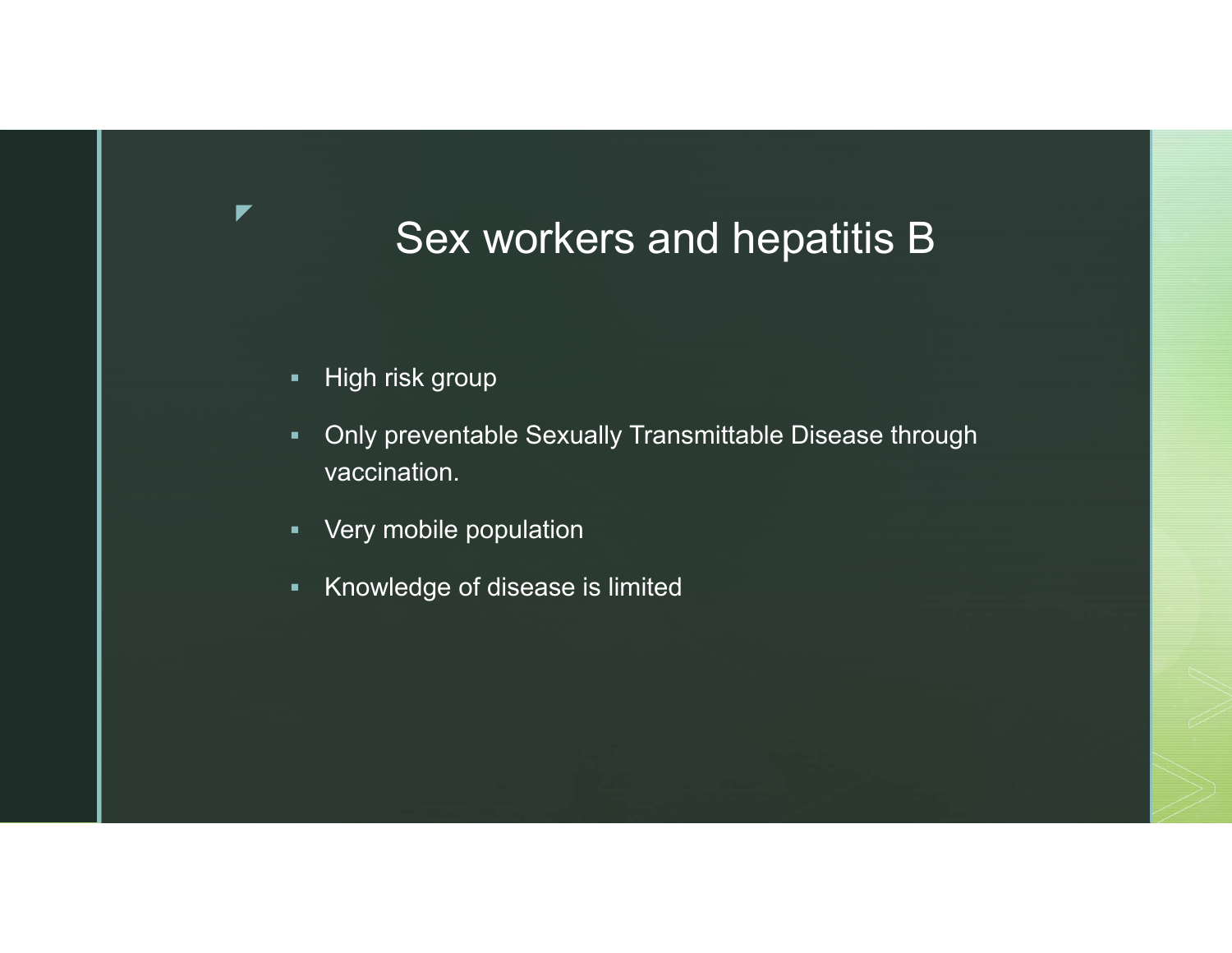# Sex workers and hepatitis B

- High risk group
- Only preventable Sexually Transmittable Disease through vaccination.
- Very mobile population
- Knowledge of disease is limited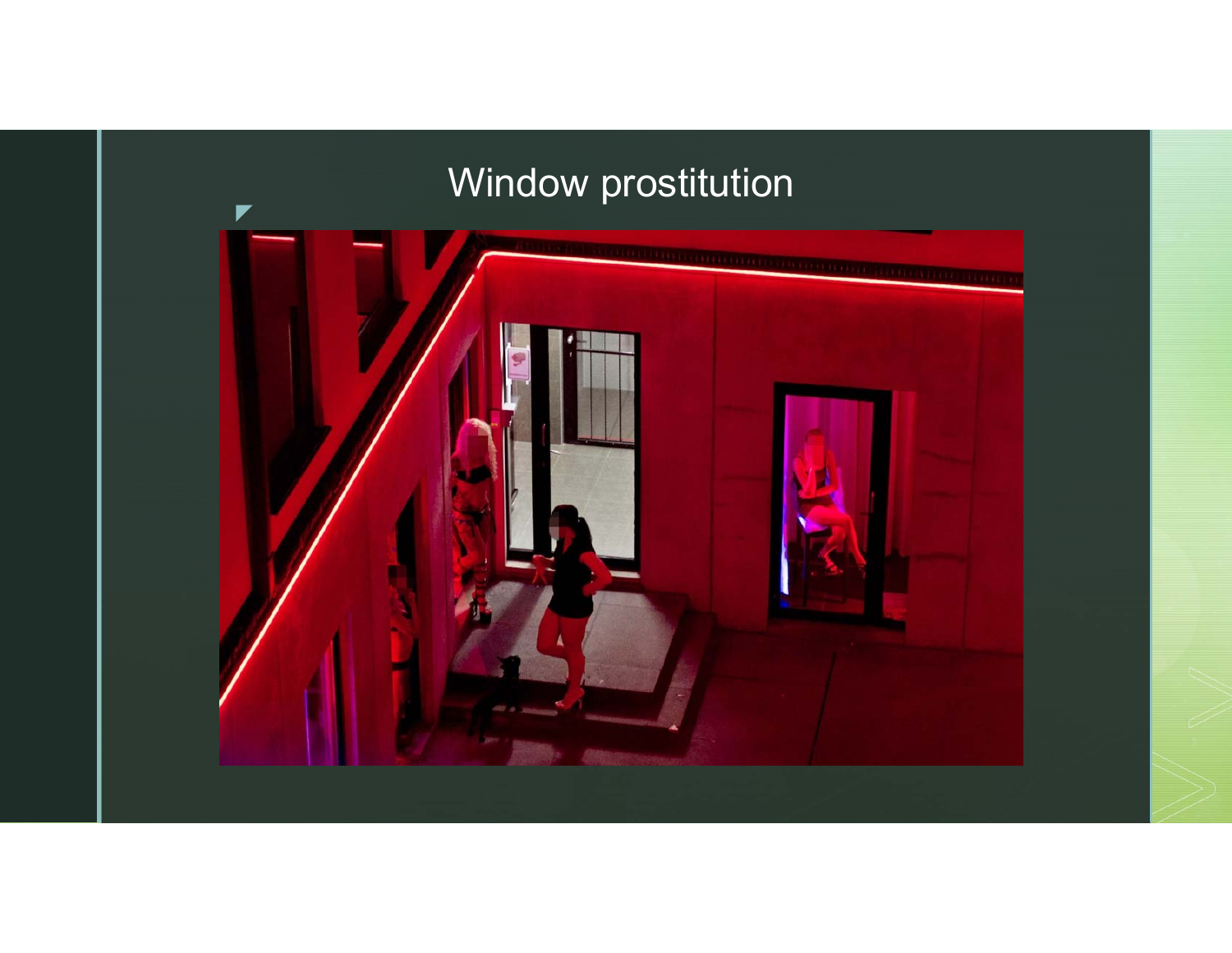# Window prostitution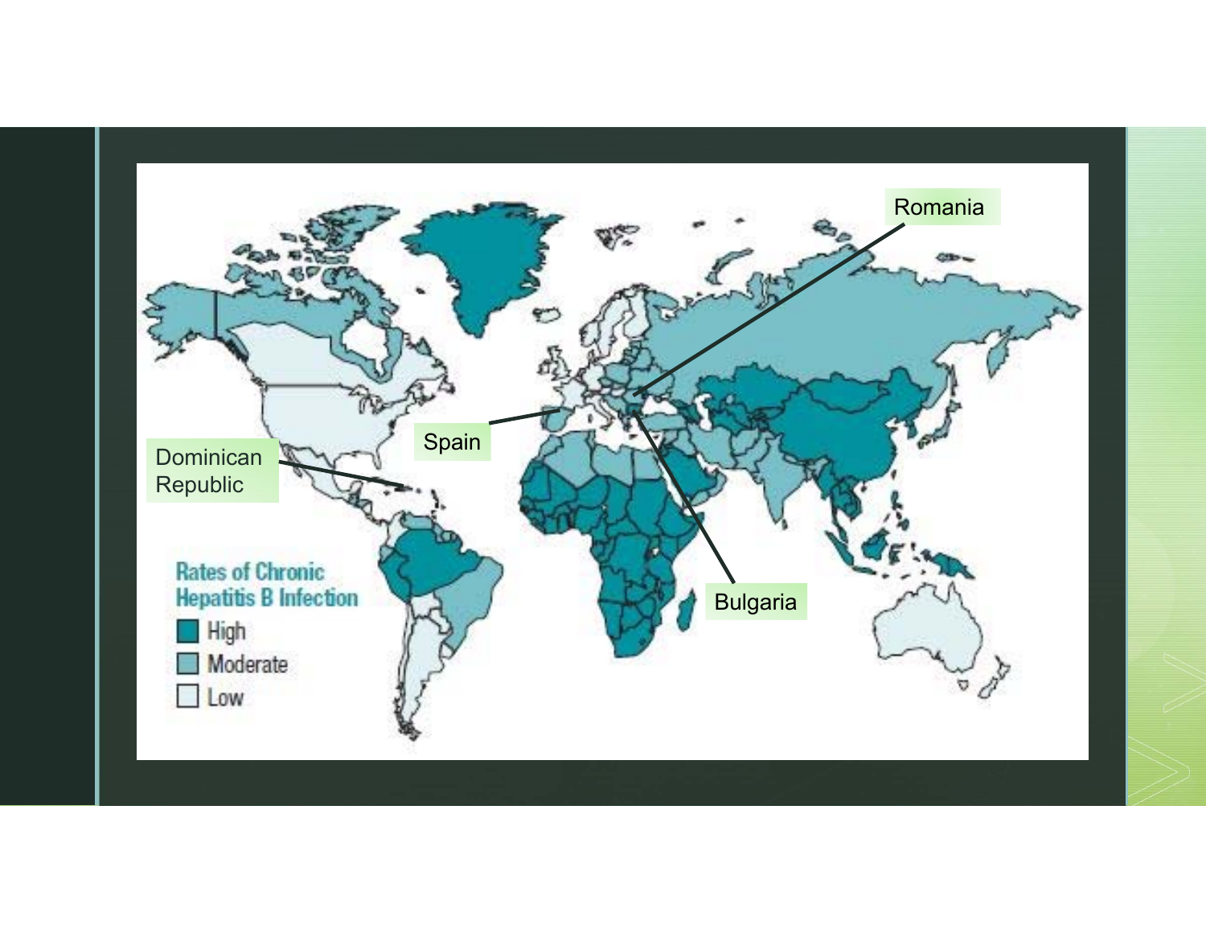Romania

Spain

Dominican Republic

Bulgaria

**Rates of Chronic Hepatitis B Infection**

- High
- Moderate
- Low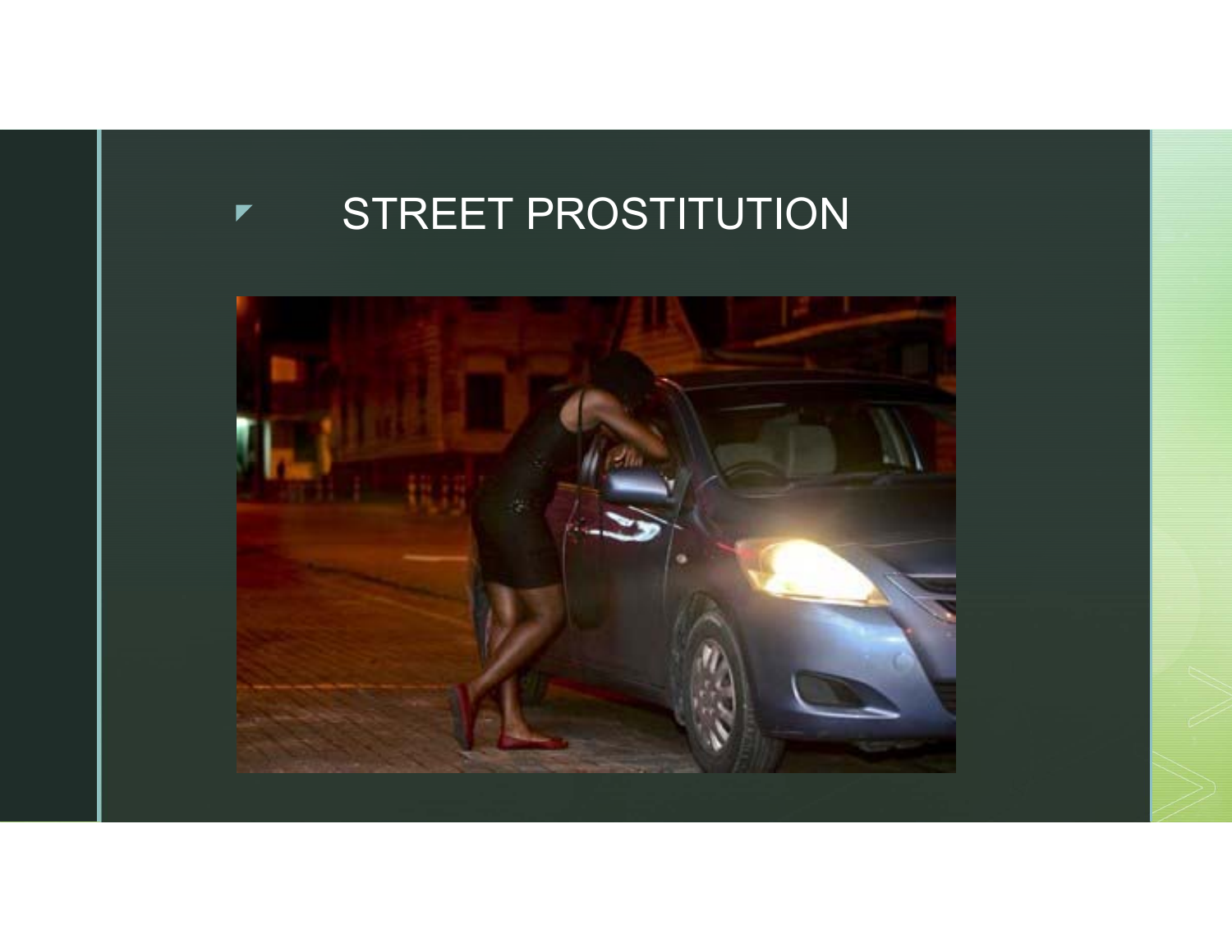# STREET PROSTITUTION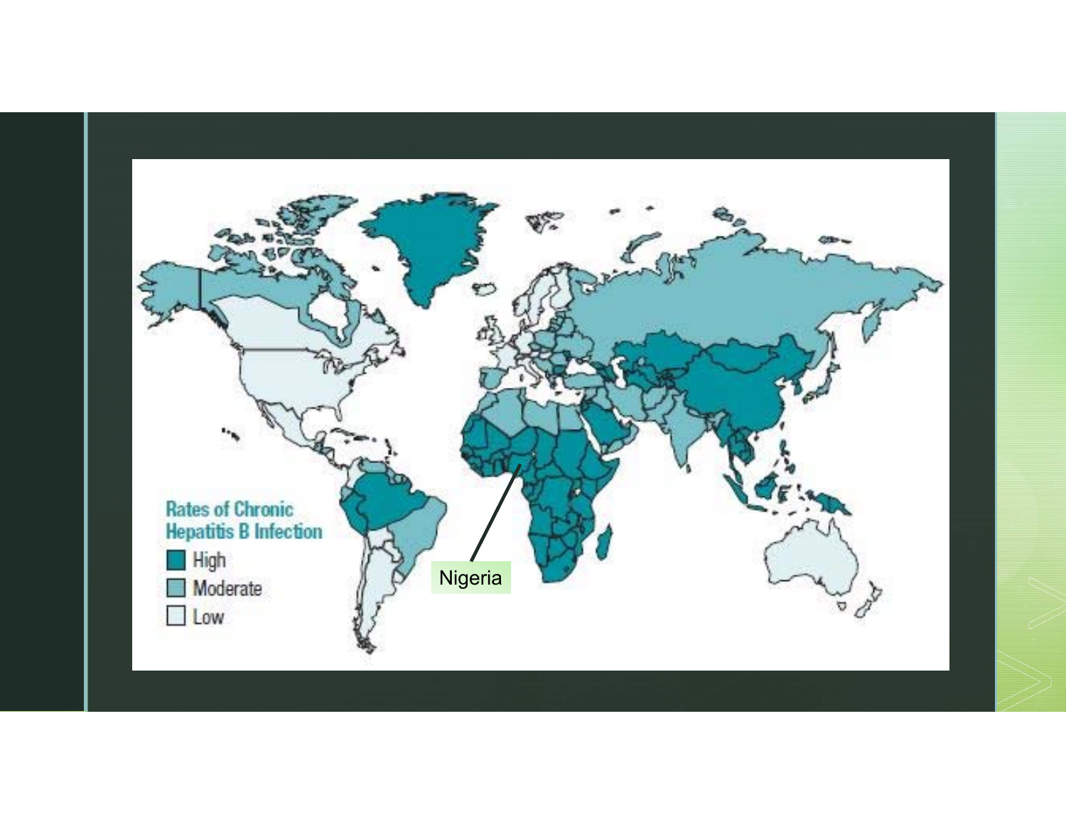Rates of Chronic Hepatitis B Infection

- High
- Moderate
- Low

Nigeria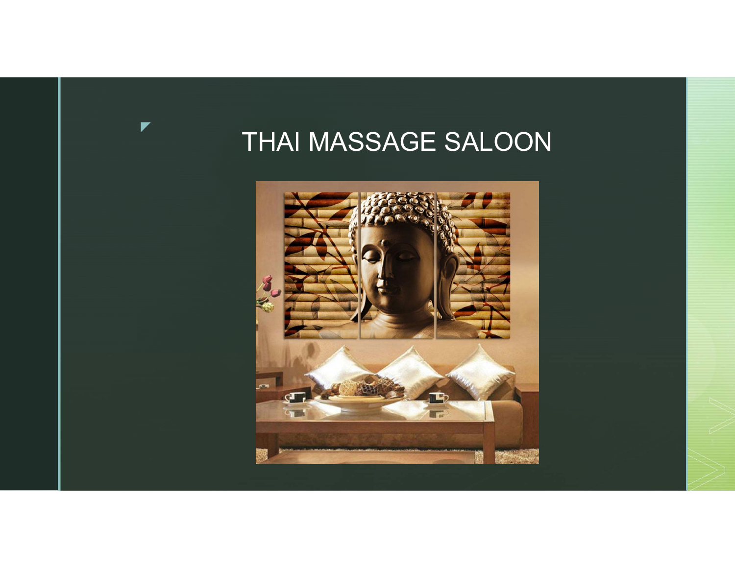# THAI MASSAGE SALOON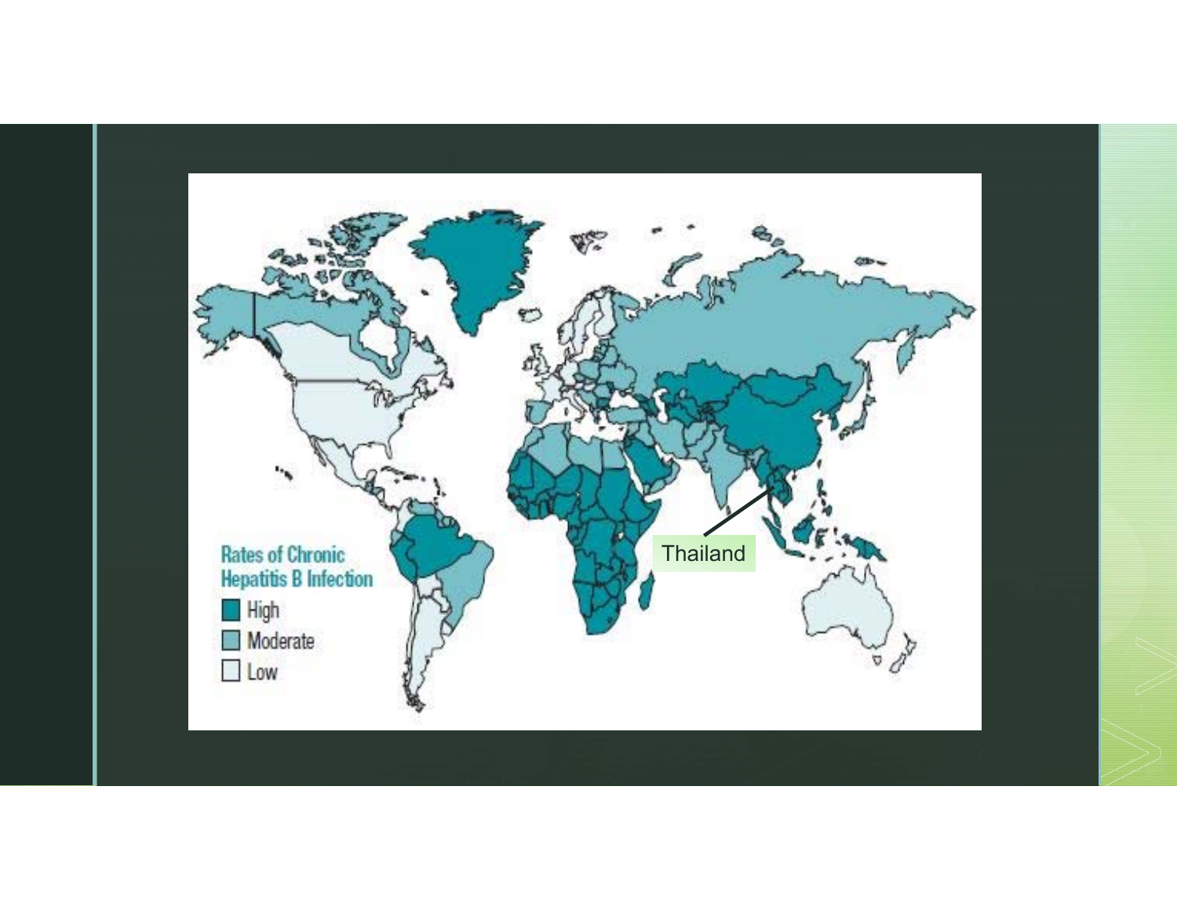Rates of Chronic Hepatitis B Infection

- High
- Moderate
- Low

Thailand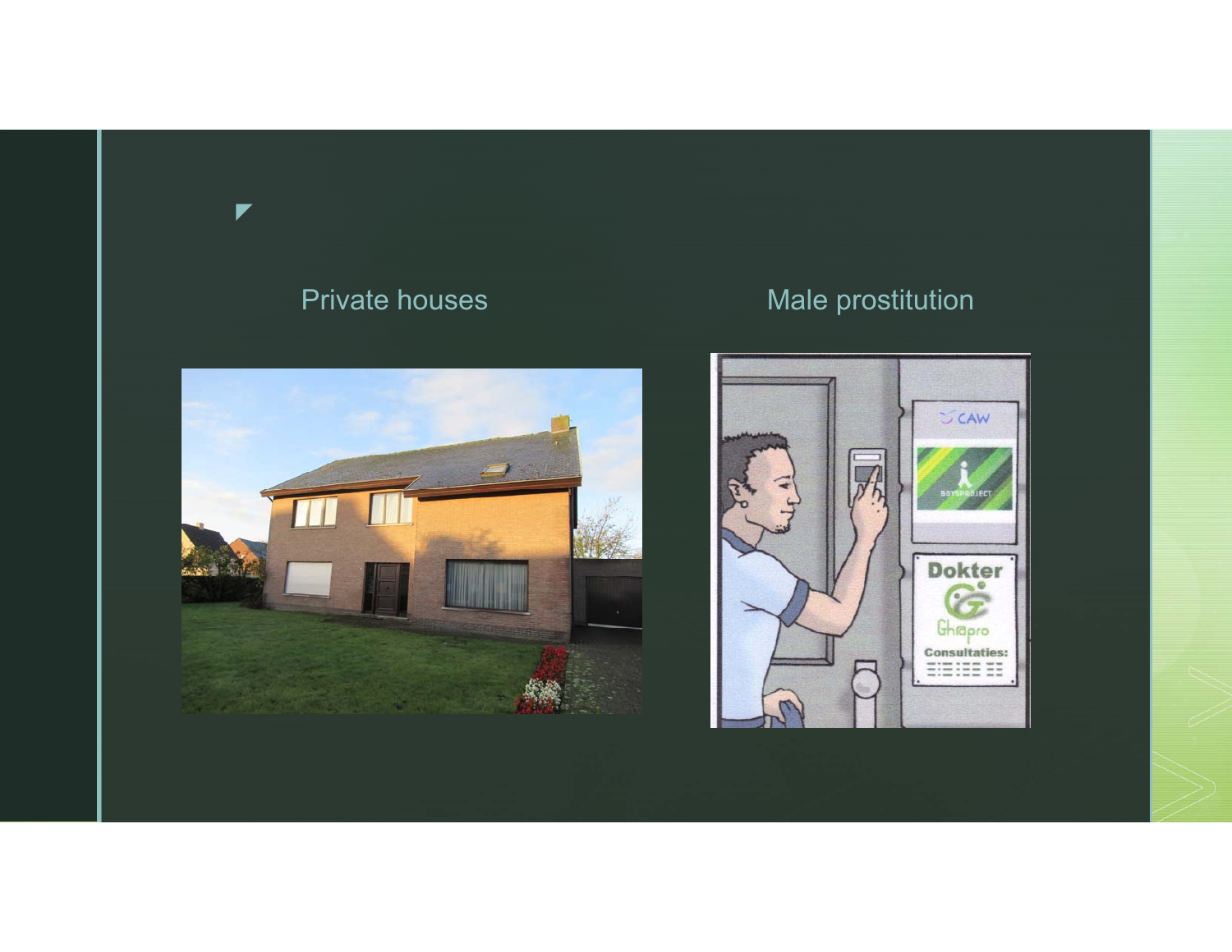Private houses

Male prostitution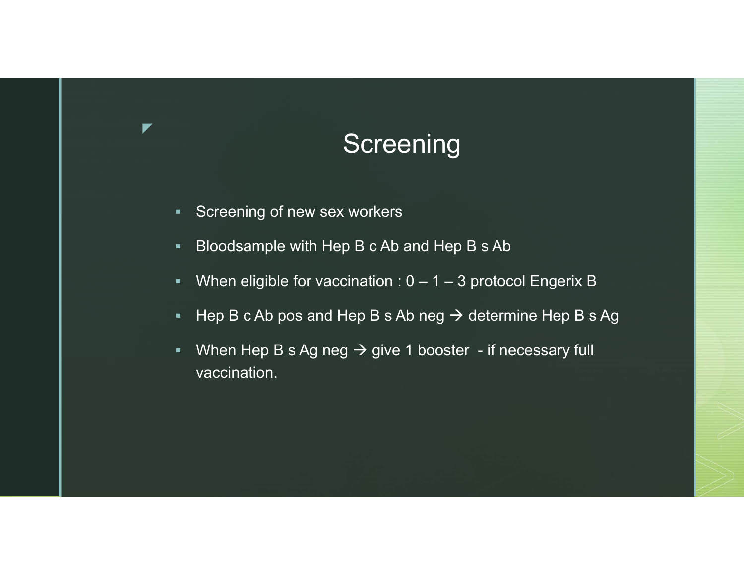# Screening

- Screening of new sex workers
- Bloodsample with Hep B c Ab and Hep B s Ab
- When eligible for vaccination : 0 – 1 – 3 protocol Engerix B
- Hep B c Ab pos and Hep B s Ab neg → determine Hep B s Ag
- When Hep B s Ag neg → give 1 booster - if necessary full vaccination.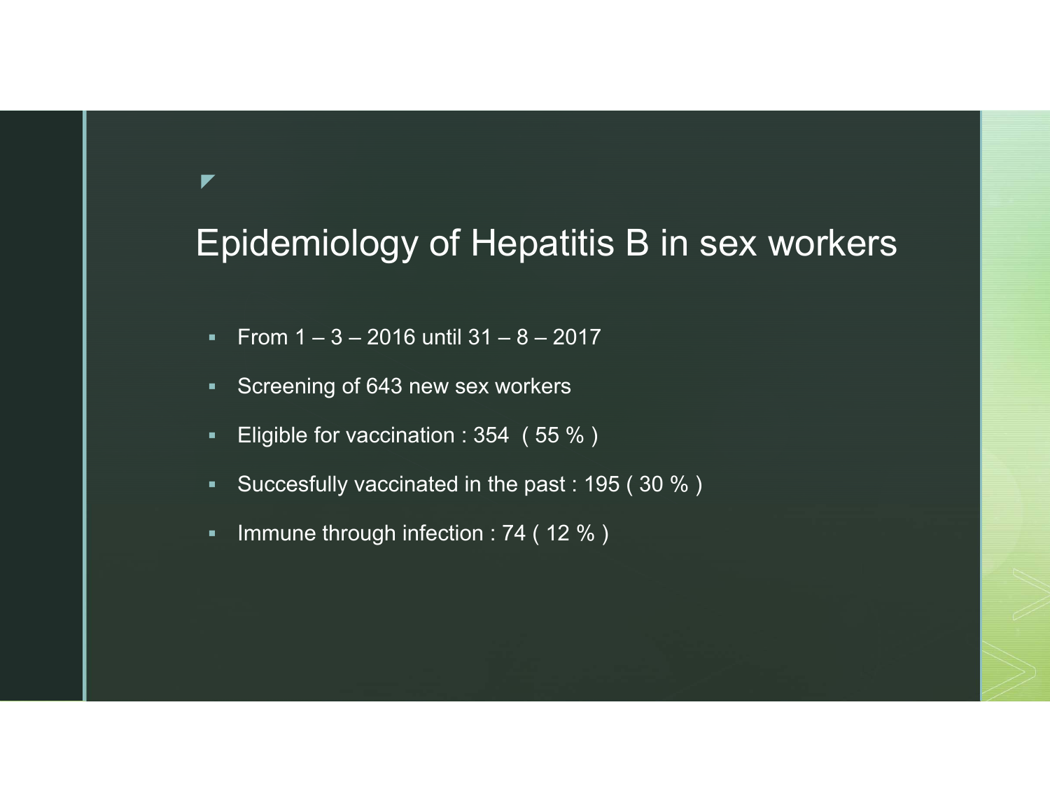# Epidemiology of Hepatitis B in sex workers

- From 1 – 3 – 2016 until 31 – 8 – 2017
- Screening of 643 new sex workers
- Eligible for vaccination : 354 ( 55 % )
- Succesfully vaccinated in the past : 195 ( 30 % )
- Immune through infection : 74 ( 12 % )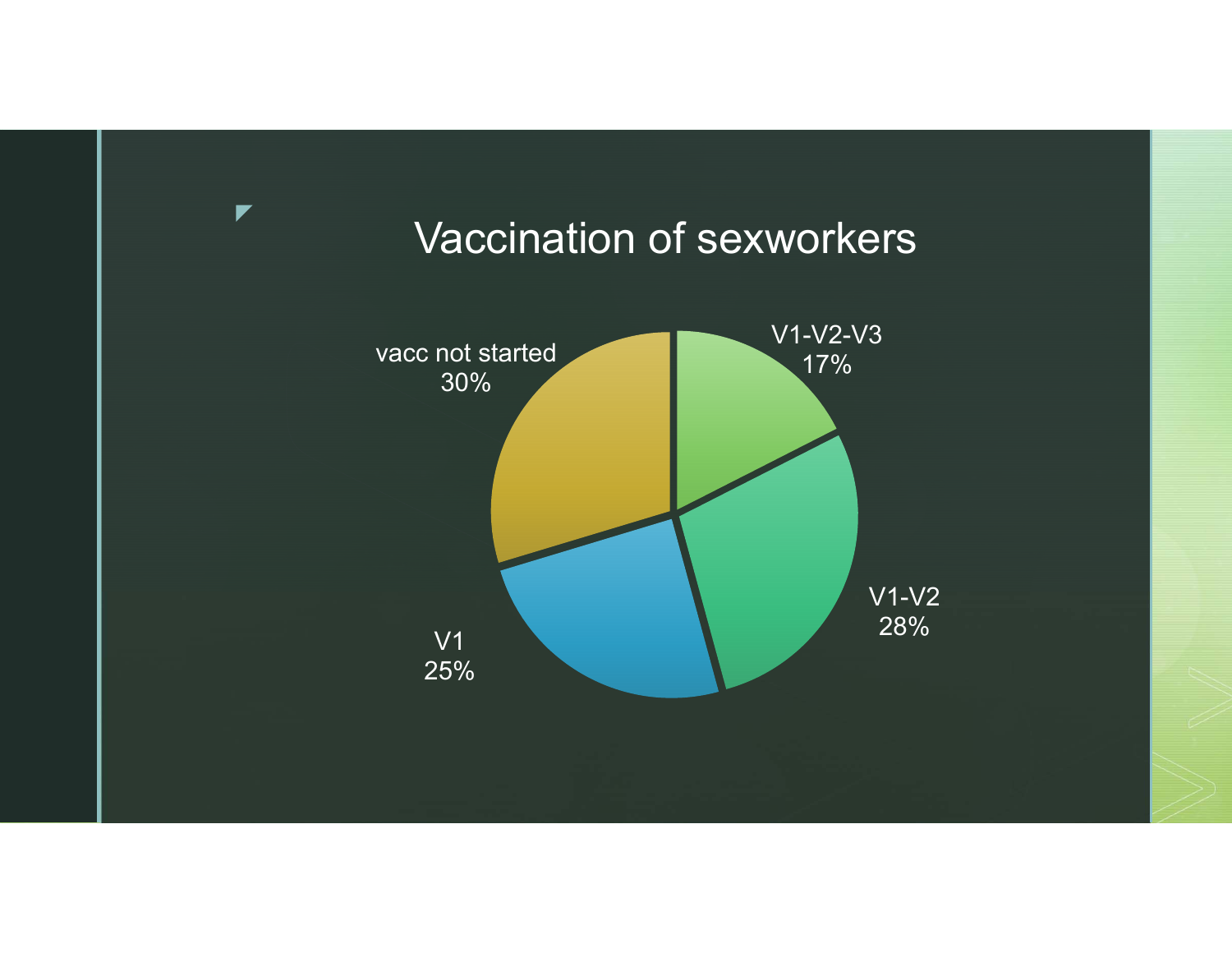# Vaccination of sexworkers

| Category | Percentage |
|---|---|
| V1-V2-V3 | 17% |
| V1-V2 | 28% |
| V1 | 25% |
| vacc not started | 30% |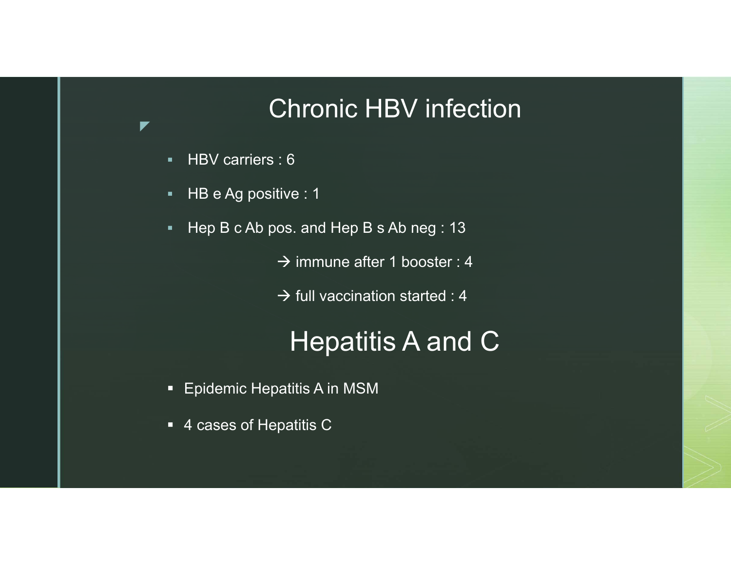# Chronic HBV infection

- HBV carriers : 6
- HB e Ag positive : 1
- Hep B c Ab pos. and Hep B s Ab neg : 13
  - → immune after 1 booster : 4
  - → full vaccination started : 4

# Hepatitis A and C

- Epidemic Hepatitis A in MSM
- 4 cases of Hepatitis C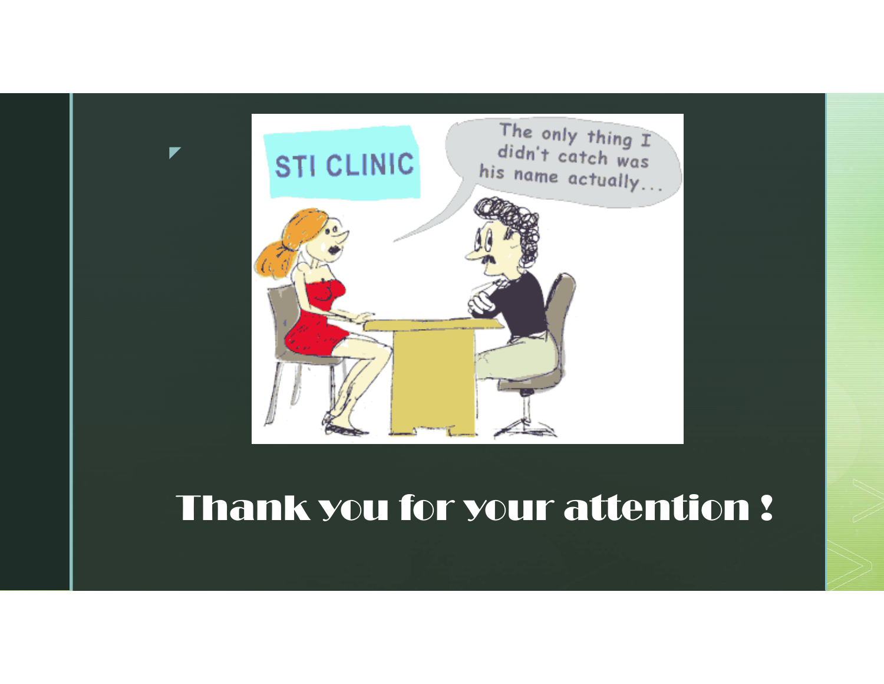Thank you for your attention !